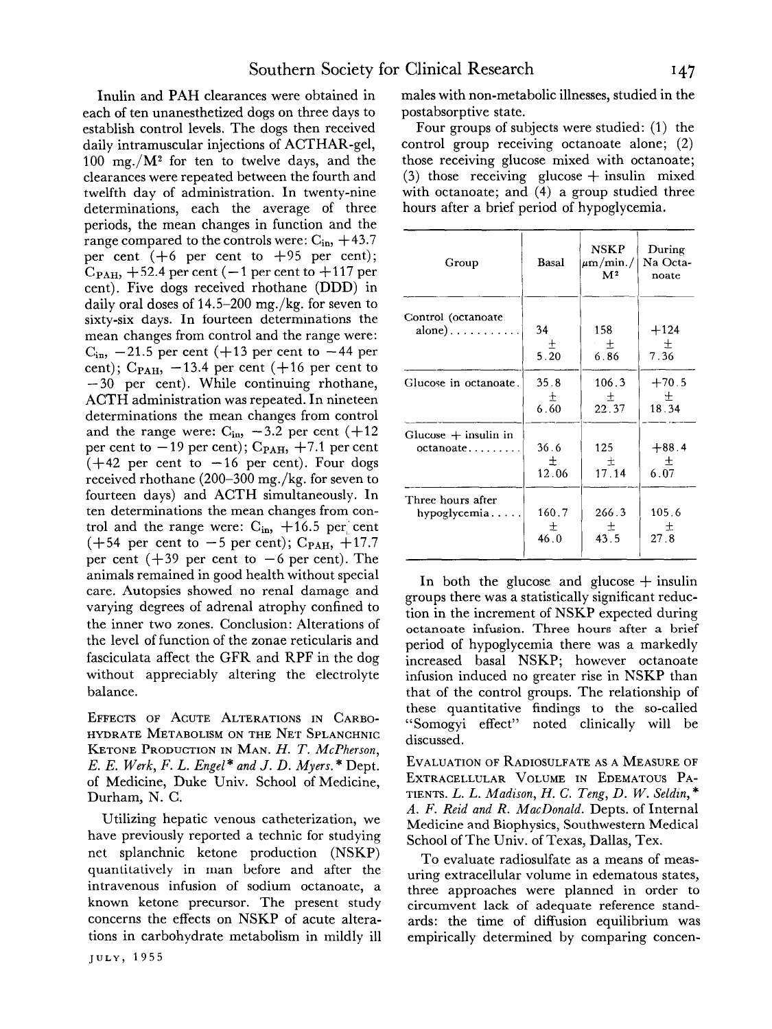Inulin and PAH clearances were obtained in each of ten unanesthetized dogs on three days to establish control levels. The dogs then received daily intramuscular injections of ACTHAR-gel, 100 mg./$M^2$ for ten to twelve days, and the clearances were repeated between the fourth and twelfth day of administration. In twenty-nine determinations, each the average of three periods, the mean changes in function and the range compared to the controls were: $C_{in}$, +43.7 per cent (+6 per cent to +95 per cent); $C_{PAH}$, +52.4 per cent (−1 per cent to +117 per cent). Five dogs received rhothane (DDD) in daily oral doses of 14.5–200 mg./kg. for seven to sixty-six days. In fourteen determinations the mean changes from control and the range were: $C_{in}$, −21.5 per cent (+13 per cent to −44 per cent); $C_{PAH}$, −13.4 per cent (+16 per cent to −30 per cent). While continuing rhothane, ACTH administration was repeated. In nineteen determinations the mean changes from control and the range were: $C_{in}$, −3.2 per cent (+12 per cent to −19 per cent); $C_{PAH}$, +7.1 per cent (+42 per cent to −16 per cent). Four dogs received rhothane (200–300 mg./kg. for seven to fourteen days) and ACTH simultaneously. In ten determinations the mean changes from control and the range were: $C_{in}$, +16.5 per cent (+54 per cent to −5 per cent); $C_{PAH}$, +17.7 per cent (+39 per cent to −6 per cent). The animals remained in good health without special care. Autopsies showed no renal damage and varying degrees of adrenal atrophy confined to the inner two zones. Conclusion: Alterations of the level of function of the zonae reticularis and fasciculata affect the GFR and RPF in the dog without appreciably altering the electrolyte balance.

**Effects of Acute Alterations in Carbohydrate Metabolism on the Net Splanchnic Ketone Production in Man.** *H. T. McPherson, E. E. Werk, F. L. Engel\* and J. D. Myers.\** Dept. of Medicine, Duke Univ. School of Medicine, Durham, N. C.

Utilizing hepatic venous catheterization, we have previously reported a technic for studying net splanchnic ketone production (NSKP) quantitatively in man before and after the intravenous infusion of sodium octanoate, a known ketone precursor. The present study concerns the effects on NSKP of acute alterations in carbohydrate metabolism in mildly ill males with non-metabolic illnesses, studied in the postabsorptive state.

Four groups of subjects were studied: (1) the control group receiving octanoate alone; (2) those receiving glucose mixed with octanoate; (3) those receiving glucose + insulin mixed with octanoate; and (4) a group studied three hours after a brief period of hypoglycemia.

| Group | Basal | NSKP μm/min./$M^2$ | During Na Octanoate |
|---|---|---|---|
| Control (octanoate alone) | 34 ± 5.20 | 158 ± 6.86 | +124 ± 7.36 |
| Glucose in octanoate | 35.8 ± 6.60 | 106.3 ± 22.37 | +70.5 ± 18.34 |
| Glucose + insulin in octanoate | 36.6 ± 12.06 | 125 ± 17.14 | +88.4 ± 6.07 |
| Three hours after hypoglycemia | 160.7 ± 46.0 | 266.3 ± 43.5 | 105.6 ± 27.8 |

In both the glucose and glucose + insulin groups there was a statistically significant reduction in the increment of NSKP expected during octanoate infusion. Three hours after a brief period of hypoglycemia there was a markedly increased basal NSKP; however octanoate infusion induced no greater rise in NSKP than that of the control groups. The relationship of these quantitative findings to the so-called "Somogyi effect" noted clinically will be discussed.

**Evaluation of Radiosulfate as a Measure of Extracellular Volume in Edematous Patients.** *L. L. Madison, H. C. Teng, D. W. Seldin,\* A. F. Reid and R. MacDonald.* Depts. of Internal Medicine and Biophysics, Southwestern Medical School of The Univ. of Texas, Dallas, Tex.

To evaluate radiosulfate as a means of measuring extracellular volume in edematous states, three approaches were planned in order to circumvent lack of adequate reference standards: the time of diffusion equilibrium was empirically determined by comparing concen-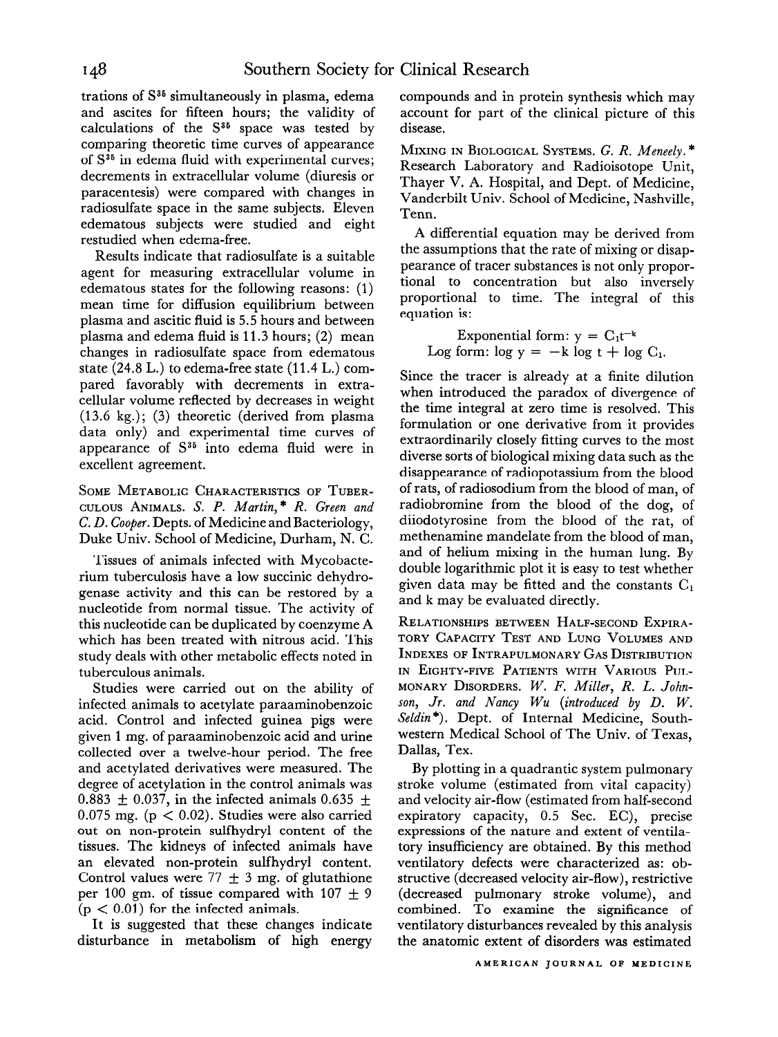trations of $S^{35}$ simultaneously in plasma, edema and ascites for fifteen hours; the validity of calculations of the $S^{35}$ space was tested by comparing theoretic time curves of appearance of $S^{35}$ in edema fluid with experimental curves; decrements in extracellular volume (diuresis or paracentesis) were compared with changes in radiosulfate space in the same subjects. Eleven edematous subjects were studied and eight restudied when edema-free.

Results indicate that radiosulfate is a suitable agent for measuring extracellular volume in edematous states for the following reasons: (1) mean time for diffusion equilibrium between plasma and ascitic fluid is 5.5 hours and between plasma and edema fluid is 11.3 hours; (2) mean changes in radiosulfate space from edematous state (24.8 L.) to edema-free state (11.4 L.) compared favorably with decrements in extracellular volume reflected by decreases in weight (13.6 kg.); (3) theoretic (derived from plasma data only) and experimental time curves of appearance of $S^{35}$ into edema fluid were in excellent agreement.

**Some Metabolic Characteristics of Tuberculous Animals.** *S. P. Martin,\* R. Green and C. D. Cooper.* Depts. of Medicine and Bacteriology, Duke Univ. School of Medicine, Durham, N. C.

Tissues of animals infected with Mycobacterium tuberculosis have a low succinic dehydrogenase activity and this can be restored by a nucleotide from normal tissue. The activity of this nucleotide can be duplicated by coenzyme A which has been treated with nitrous acid. This study deals with other metabolic effects noted in tuberculous animals.

Studies were carried out on the ability of infected animals to acetylate paraaminobenzoic acid. Control and infected guinea pigs were given 1 mg. of paraaminobenzoic acid and urine collected over a twelve-hour period. The free and acetylated derivatives were measured. The degree of acetylation in the control animals was $0.883 \pm 0.037$, in the infected animals $0.635 \pm 0.075$ mg. ($p < 0.02$). Studies were also carried out on non-protein sulfhydryl content of the tissues. The kidneys of infected animals have an elevated non-protein sulfhydryl content. Control values were $77 \pm 3$ mg. of glutathione per 100 gm. of tissue compared with $107 \pm 9$ ($p < 0.01$) for the infected animals.

It is suggested that these changes indicate disturbance in metabolism of high energy compounds and in protein synthesis which may account for part of the clinical picture of this disease.

**Mixing in Biological Systems.** *G. R. Meneely.\** Research Laboratory and Radioisotope Unit, Thayer V. A. Hospital, and Dept. of Medicine, Vanderbilt Univ. School of Medicine, Nashville, Tenn.

A differential equation may be derived from the assumptions that the rate of mixing or disappearance of tracer substances is not only proportional to concentration but also inversely proportional to time. The integral of this equation is:

$$\text{Exponential form: } y = C_1 t^{-k}$$
$$\text{Log form: } \log y = -k \log t + \log C_1.$$

Since the tracer is already at a finite dilution when introduced the paradox of divergence of the time integral at zero time is resolved. This formulation or one derivative from it provides extraordinarily closely fitting curves to the most diverse sorts of biological mixing data such as the disappearance of radiopotassium from the blood of rats, of radiosodium from the blood of man, of radiobromine from the blood of the dog, of diiodotyrosine from the blood of the rat, of methenamine mandelate from the blood of man, and of helium mixing in the human lung. By double logarithmic plot it is easy to test whether given data may be fitted and the constants $C_1$ and k may be evaluated directly.

**Relationships between Half-second Expiratory Capacity Test and Lung Volumes and Indexes of Intrapulmonary Gas Distribution in Eighty-five Patients with Various Pulmonary Disorders.** *W. F. Miller, R. L. Johnson, Jr. and Nancy Wu (introduced by D. W. Seldin\*).* Dept. of Internal Medicine, Southwestern Medical School of The Univ. of Texas, Dallas, Tex.

By plotting in a quadrantic system pulmonary stroke volume (estimated from vital capacity) and velocity air-flow (estimated from half-second expiratory capacity, 0.5 Sec. EC), precise expressions of the nature and extent of ventilatory insufficiency are obtained. By this method ventilatory defects were characterized as: obstructive (decreased velocity air-flow), restrictive (decreased pulmonary stroke volume), and combined. To examine the significance of ventilatory disturbances revealed by this analysis the anatomic extent of disorders was estimated